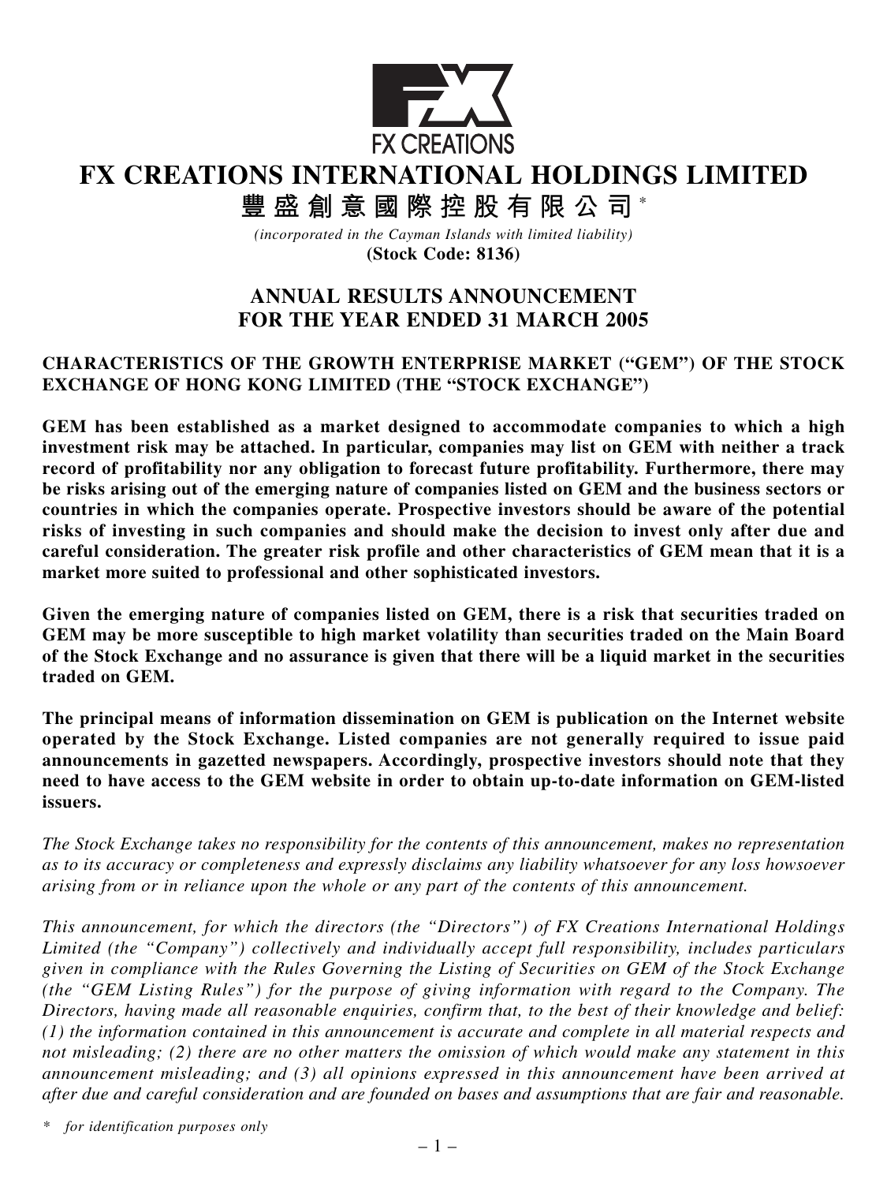FX CREATIONS

# FX CREATIONS INTERNATIONAL HOLDINGS LIMITED

# 豐盛創意國際控股有限公司*

*(incorporated in the Cayman Islands with limited liability)*

**(Stock Code: 8136)**

## ANNUAL RESULTS ANNOUNCEMENT FOR THE YEAR ENDED 31 MARCH 2005

**CHARACTERISTICS OF THE GROWTH ENTERPRISE MARKET ("GEM") OF THE STOCK EXCHANGE OF HONG KONG LIMITED (THE "STOCK EXCHANGE")**

**GEM has been established as a market designed to accommodate companies to which a high investment risk may be attached. In particular, companies may list on GEM with neither a track record of profitability nor any obligation to forecast future profitability. Furthermore, there may be risks arising out of the emerging nature of companies listed on GEM and the business sectors or countries in which the companies operate. Prospective investors should be aware of the potential risks of investing in such companies and should make the decision to invest only after due and careful consideration. The greater risk profile and other characteristics of GEM mean that it is a market more suited to professional and other sophisticated investors.**

**Given the emerging nature of companies listed on GEM, there is a risk that securities traded on GEM may be more susceptible to high market volatility than securities traded on the Main Board of the Stock Exchange and no assurance is given that there will be a liquid market in the securities traded on GEM.**

**The principal means of information dissemination on GEM is publication on the Internet website operated by the Stock Exchange. Listed companies are not generally required to issue paid announcements in gazetted newspapers. Accordingly, prospective investors should note that they need to have access to the GEM website in order to obtain up-to-date information on GEM-listed issuers.**

*The Stock Exchange takes no responsibility for the contents of this announcement, makes no representation as to its accuracy or completeness and expressly disclaims any liability whatsoever for any loss howsoever arising from or in reliance upon the whole or any part of the contents of this announcement.*

*This announcement, for which the directors (the "Directors") of FX Creations International Holdings Limited (the "Company") collectively and individually accept full responsibility, includes particulars given in compliance with the Rules Governing the Listing of Securities on GEM of the Stock Exchange (the "GEM Listing Rules") for the purpose of giving information with regard to the Company. The Directors, having made all reasonable enquiries, confirm that, to the best of their knowledge and belief: (1) the information contained in this announcement is accurate and complete in all material respects and not misleading; (2) there are no other matters the omission of which would make any statement in this announcement misleading; and (3) all opinions expressed in this announcement have been arrived at after due and careful consideration and are founded on bases and assumptions that are fair and reasonable.*

\* *for identification purposes only*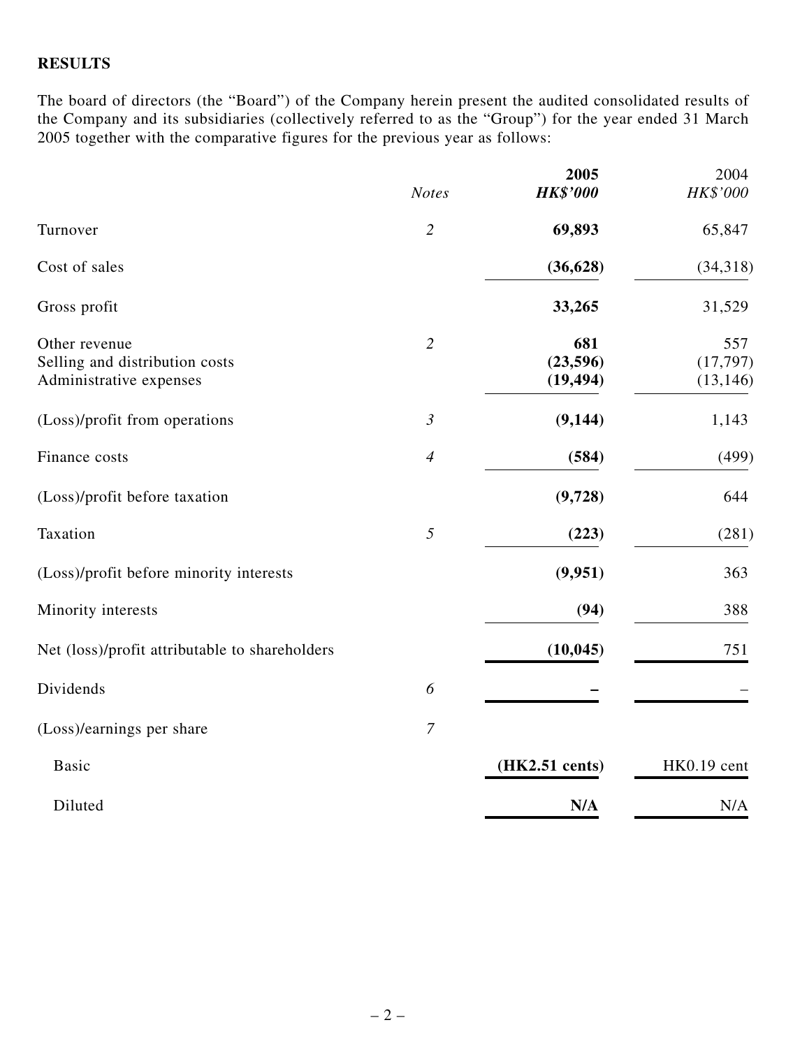**RESULTS**

The board of directors (the "Board") of the Company herein present the audited consolidated results of the Company and its subsidiaries (collectively referred to as the "Group") for the year ended 31 March 2005 together with the comparative figures for the previous year as follows:

| | *Notes* | **2005** ***HK$'000*** | 2004 *HK$'000* |
|---|---|---|---|
| Turnover | *2* | **69,893** | 65,847 |
| Cost of sales | | **(36,628)** | (34,318) |
| Gross profit | | **33,265** | 31,529 |
| Other revenue | *2* | **681** | 557 |
| Selling and distribution costs | | **(23,596)** | (17,797) |
| Administrative expenses | | **(19,494)** | (13,146) |
| (Loss)/profit from operations | *3* | **(9,144)** | 1,143 |
| Finance costs | *4* | **(584)** | (499) |
| (Loss)/profit before taxation | | **(9,728)** | 644 |
| Taxation | *5* | **(223)** | (281) |
| (Loss)/profit before minority interests | | **(9,951)** | 363 |
| Minority interests | | **(94)** | 388 |
| Net (loss)/profit attributable to shareholders | | **(10,045)** | 751 |
| Dividends | *6* | **–** | – |
| (Loss)/earnings per share | *7* | | |
| Basic | | **(HK2.51 cents)** | HK0.19 cent |
| Diluted | | **N/A** | N/A |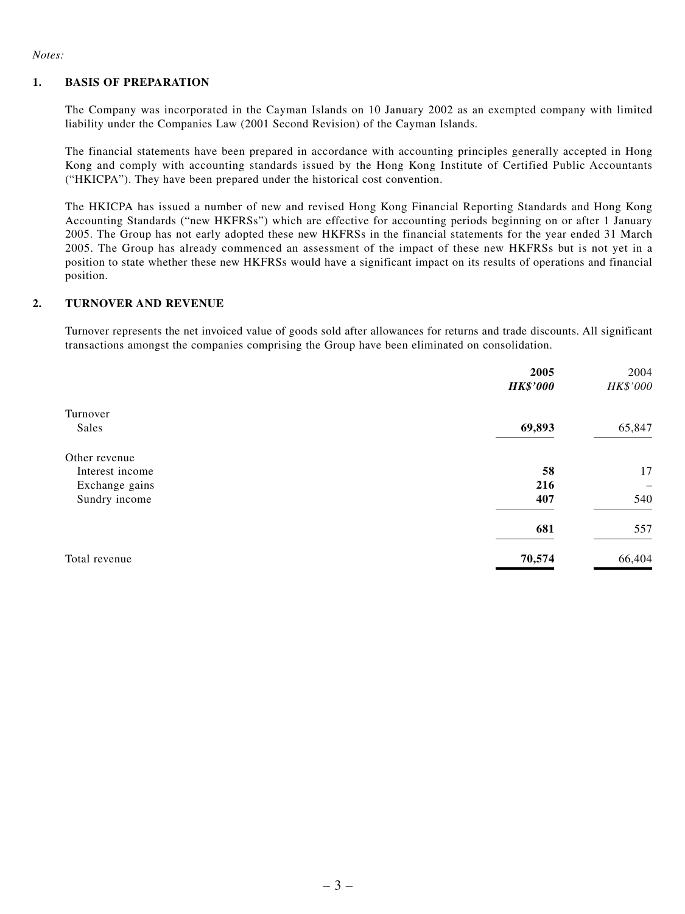*Notes:*

## 1. BASIS OF PREPARATION

The Company was incorporated in the Cayman Islands on 10 January 2002 as an exempted company with limited liability under the Companies Law (2001 Second Revision) of the Cayman Islands.

The financial statements have been prepared in accordance with accounting principles generally accepted in Hong Kong and comply with accounting standards issued by the Hong Kong Institute of Certified Public Accountants ("HKICPA"). They have been prepared under the historical cost convention.

The HKICPA has issued a number of new and revised Hong Kong Financial Reporting Standards and Hong Kong Accounting Standards ("new HKFRSs") which are effective for accounting periods beginning on or after 1 January 2005. The Group has not early adopted these new HKFRSs in the financial statements for the year ended 31 March 2005. The Group has already commenced an assessment of the impact of these new HKFRSs but is not yet in a position to state whether these new HKFRSs would have a significant impact on its results of operations and financial position.

## 2. TURNOVER AND REVENUE

Turnover represents the net invoiced value of goods sold after allowances for returns and trade discounts. All significant transactions amongst the companies comprising the Group have been eliminated on consolidation.

| | **2005** | 2004 |
|---|---|---|
| | ***HK$'000*** | *HK$'000* |
| Turnover | | |
| Sales | **69,893** | 65,847 |
| Other revenue | | |
| Interest income | **58** | 17 |
| Exchange gains | **216** | – |
| Sundry income | **407** | 540 |
| | **681** | 557 |
| Total revenue | **70,574** | 66,404 |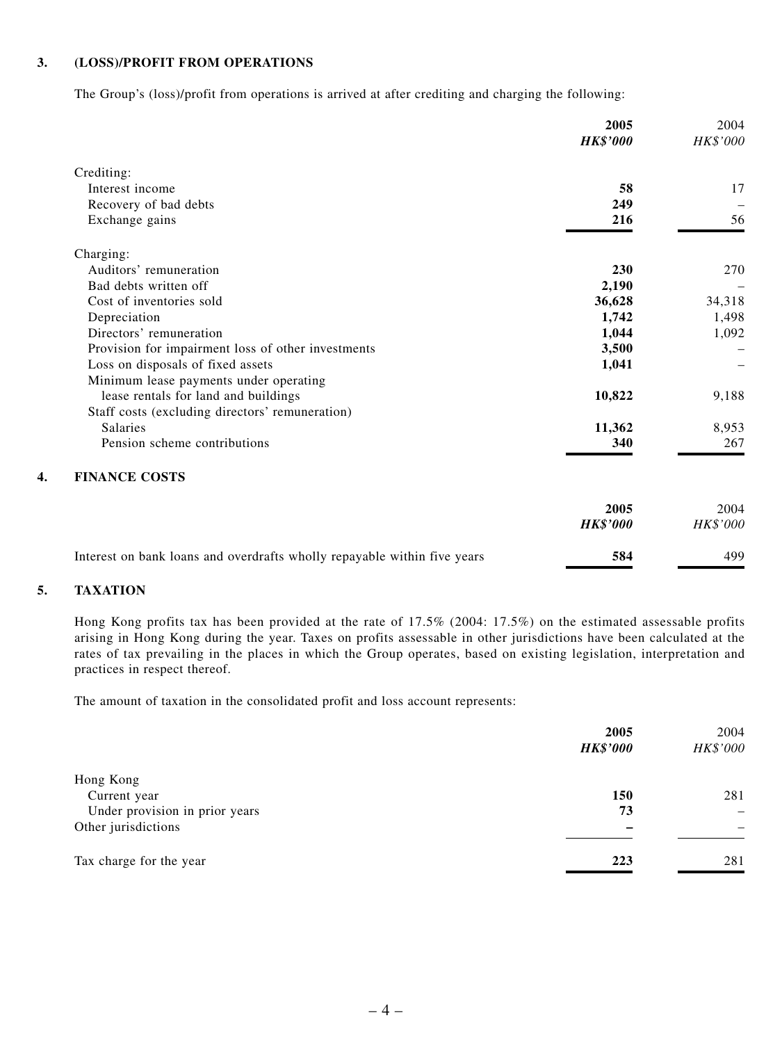### 3. (LOSS)/PROFIT FROM OPERATIONS

The Group's (loss)/profit from operations is arrived at after crediting and charging the following:

| | **2005** | 2004 |
|---|---|---|
| | ***HK$'000*** | *HK$'000* |
| Crediting: | | |
| Interest income | **58** | 17 |
| Recovery of bad debts | **249** | – |
| Exchange gains | **216** | 56 |
| Charging: | | |
| Auditors' remuneration | **230** | 270 |
| Bad debts written off | **2,190** | – |
| Cost of inventories sold | **36,628** | 34,318 |
| Depreciation | **1,742** | 1,498 |
| Directors' remuneration | **1,044** | 1,092 |
| Provision for impairment loss of other investments | **3,500** | – |
| Loss on disposals of fixed assets | **1,041** | – |
| Minimum lease payments under operating lease rentals for land and buildings | **10,822** | 9,188 |
| Staff costs (excluding directors' remuneration) | | |
| Salaries | **11,362** | 8,953 |
| Pension scheme contributions | **340** | 267 |

### 4. FINANCE COSTS

| | **2005** | 2004 |
|---|---|---|
| | ***HK$'000*** | *HK$'000* |
| Interest on bank loans and overdrafts wholly repayable within five years | **584** | 499 |

### 5. TAXATION

Hong Kong profits tax has been provided at the rate of 17.5% (2004: 17.5%) on the estimated assessable profits arising in Hong Kong during the year. Taxes on profits assessable in other jurisdictions have been calculated at the rates of tax prevailing in the places in which the Group operates, based on existing legislation, interpretation and practices in respect thereof.

The amount of taxation in the consolidated profit and loss account represents:

| | **2005** | 2004 |
|---|---|---|
| | ***HK$'000*** | *HK$'000* |
| Hong Kong | | |
| Current year | **150** | 281 |
| Under provision in prior years | **73** | – |
| Other jurisdictions | **–** | – |
| Tax charge for the year | **223** | 281 |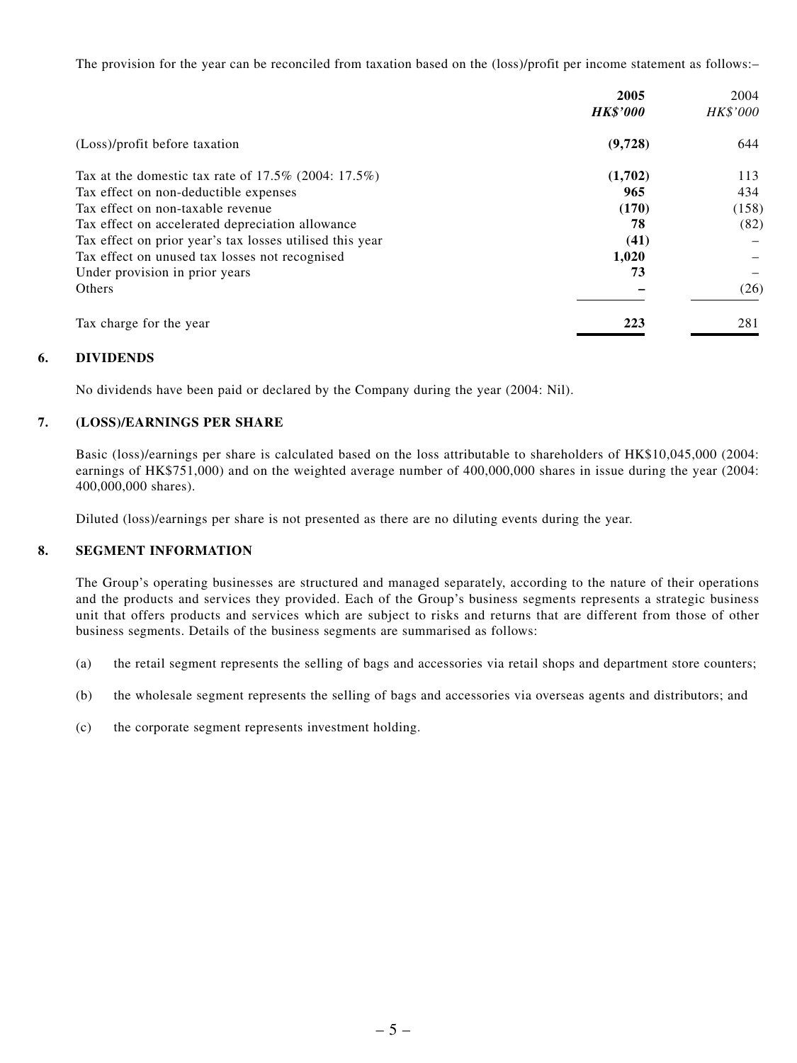The provision for the year can be reconciled from taxation based on the (loss)/profit per income statement as follows:–

| | **2005** | 2004 |
|---|---|---|
| | ***HK$'000*** | *HK$'000* |
| (Loss)/profit before taxation | **(9,728)** | 644 |
| Tax at the domestic tax rate of 17.5% (2004: 17.5%) | **(1,702)** | 113 |
| Tax effect on non-deductible expenses | **965** | 434 |
| Tax effect on non-taxable revenue | **(170)** | (158) |
| Tax effect on accelerated depreciation allowance | **78** | (82) |
| Tax effect on prior year's tax losses utilised this year | **(41)** | – |
| Tax effect on unused tax losses not recognised | **1,020** | – |
| Under provision in prior years | **73** | – |
| Others | **–** | (26) |
| Tax charge for the year | **223** | 281 |

## 6. DIVIDENDS

No dividends have been paid or declared by the Company during the year (2004: Nil).

## 7. (LOSS)/EARNINGS PER SHARE

Basic (loss)/earnings per share is calculated based on the loss attributable to shareholders of HK$10,045,000 (2004: earnings of HK$751,000) and on the weighted average number of 400,000,000 shares in issue during the year (2004: 400,000,000 shares).

Diluted (loss)/earnings per share is not presented as there are no diluting events during the year.

## 8. SEGMENT INFORMATION

The Group's operating businesses are structured and managed separately, according to the nature of their operations and the products and services they provided. Each of the Group's business segments represents a strategic business unit that offers products and services which are subject to risks and returns that are different from those of other business segments. Details of the business segments are summarised as follows:

(a) the retail segment represents the selling of bags and accessories via retail shops and department store counters;

(b) the wholesale segment represents the selling of bags and accessories via overseas agents and distributors; and

(c) the corporate segment represents investment holding.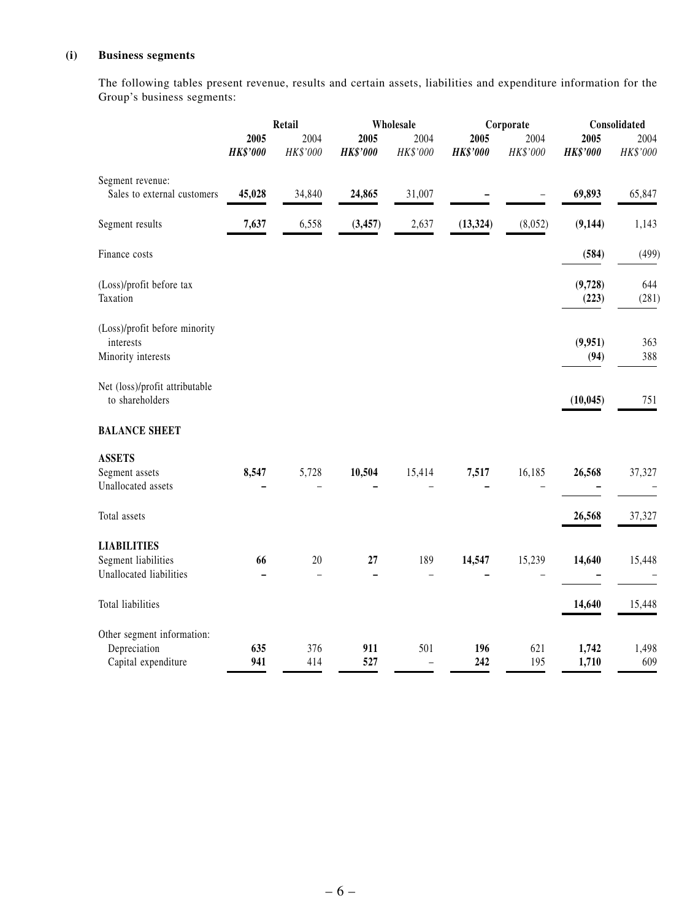**(i) Business segments**

The following tables present revenue, results and certain assets, liabilities and expenditure information for the Group's business segments:

| | Retail | | Wholesale | | Corporate | | Consolidated | |
|---|---|---|---|---|---|---|---|---|
| | **2005** | 2004 | **2005** | 2004 | **2005** | 2004 | **2005** | 2004 |
| | ***HK$'000*** | *HK$'000* | ***HK$'000*** | *HK$'000* | ***HK$'000*** | *HK$'000* | ***HK$'000*** | *HK$'000* |
| Segment revenue: | | | | | | | | |
| Sales to external customers | **45,028** | 34,840 | **24,865** | 31,007 | **–** | – | **69,893** | 65,847 |
| Segment results | **7,637** | 6,558 | **(3,457)** | 2,637 | **(13,324)** | (8,052) | **(9,144)** | 1,143 |
| Finance costs | | | | | | | **(584)** | (499) |
| (Loss)/profit before tax | | | | | | | **(9,728)** | 644 |
| Taxation | | | | | | | **(223)** | (281) |
| (Loss)/profit before minority interests | | | | | | | **(9,951)** | 363 |
| Minority interests | | | | | | | **(94)** | 388 |
| Net (loss)/profit attributable to shareholders | | | | | | | **(10,045)** | 751 |
| **BALANCE SHEET** | | | | | | | | |
| **ASSETS** | | | | | | | | |
| Segment assets | **8,547** | 5,728 | **10,504** | 15,414 | **7,517** | 16,185 | **26,568** | 37,327 |
| Unallocated assets | **–** | – | **–** | – | **–** | – | **–** | – |
| Total assets | | | | | | | **26,568** | 37,327 |
| **LIABILITIES** | | | | | | | | |
| Segment liabilities | **66** | 20 | **27** | 189 | **14,547** | 15,239 | **14,640** | 15,448 |
| Unallocated liabilities | **–** | – | **–** | – | **–** | – | **–** | – |
| Total liabilities | | | | | | | **14,640** | 15,448 |
| Other segment information: | | | | | | | | |
| Depreciation | **635** | 376 | **911** | 501 | **196** | 621 | **1,742** | 1,498 |
| Capital expenditure | **941** | 414 | **527** | – | **242** | 195 | **1,710** | 609 |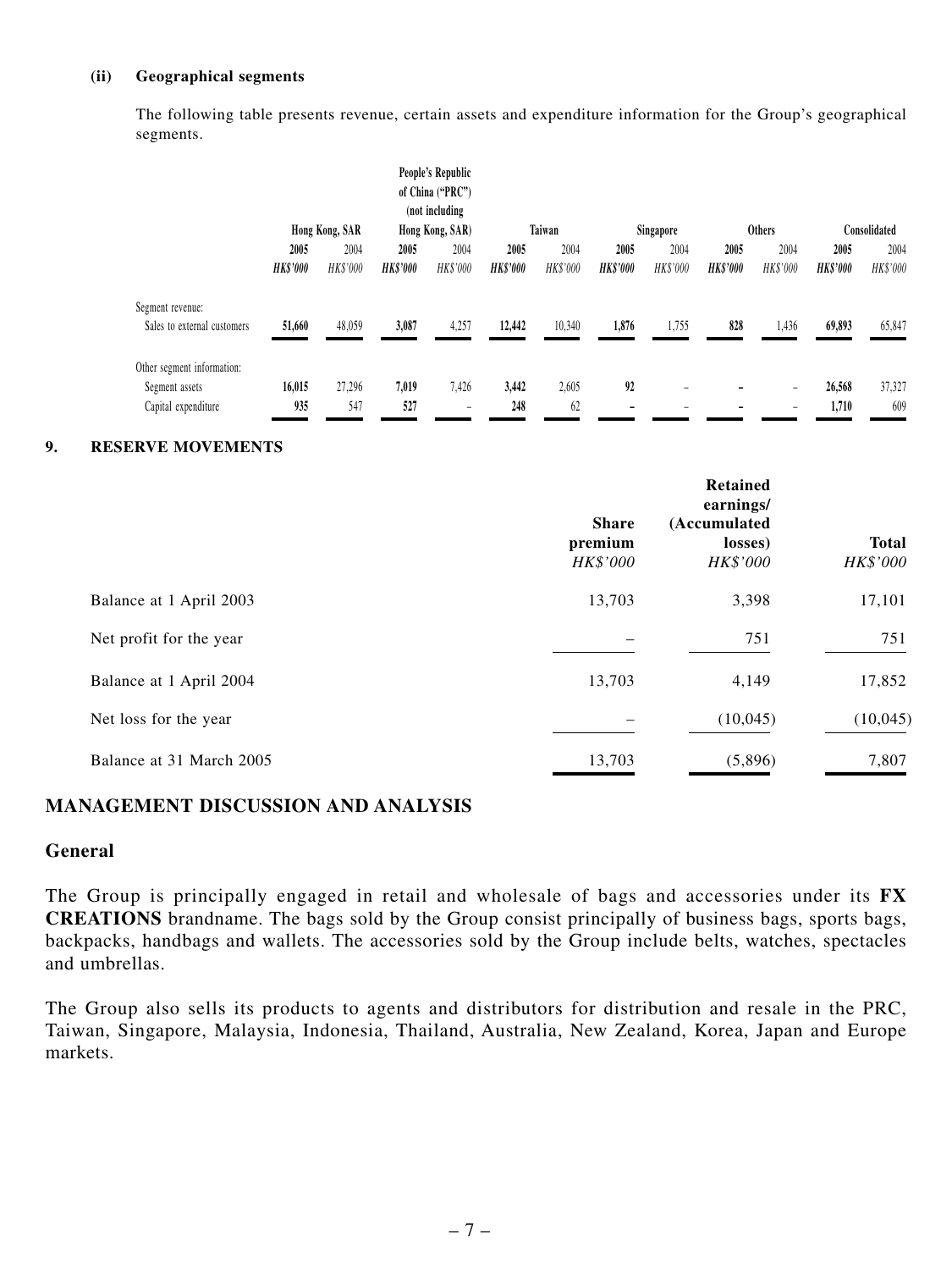**(ii) Geographical segments**

The following table presents revenue, certain assets and expenditure information for the Group's geographical segments.

| | Hong Kong, SAR | | People's Republic of China ("PRC") (not including Hong Kong, SAR) | | Taiwan | | Singapore | | Others | | Consolidated | |
|---|---|---|---|---|---|---|---|---|---|---|---|---|
| | **2005** | 2004 | **2005** | 2004 | **2005** | 2004 | **2005** | 2004 | **2005** | 2004 | **2005** | 2004 |
| | ***HK$'000*** | *HK$'000* | ***HK$'000*** | *HK$'000* | ***HK$'000*** | *HK$'000* | ***HK$'000*** | *HK$'000* | ***HK$'000*** | *HK$'000* | ***HK$'000*** | *HK$'000* |
| Segment revenue: | | | | | | | | | | | | |
| Sales to external customers | **51,660** | 48,059 | **3,087** | 4,257 | **12,442** | 10,340 | **1,876** | 1,755 | **828** | 1,436 | **69,893** | 65,847 |
| Other segment information: | | | | | | | | | | | | |
| Segment assets | **16,015** | 27,296 | **7,019** | 7,426 | **3,442** | 2,605 | **92** | – | **–** | – | **26,568** | 37,327 |
| Capital expenditure | **935** | 547 | **527** | – | **248** | 62 | **–** | – | **–** | – | **1,710** | 609 |

## 9. RESERVE MOVEMENTS

| | Share premium | Retained earnings/ (Accumulated losses) | Total |
|---|---|---|---|
| | *HK$'000* | *HK$'000* | *HK$'000* |
| Balance at 1 April 2003 | 13,703 | 3,398 | 17,101 |
| Net profit for the year | – | 751 | 751 |
| Balance at 1 April 2004 | 13,703 | 4,149 | 17,852 |
| Net loss for the year | – | (10,045) | (10,045) |
| Balance at 31 March 2005 | 13,703 | (5,896) | 7,807 |

## MANAGEMENT DISCUSSION AND ANALYSIS

### General

The Group is principally engaged in retail and wholesale of bags and accessories under its **FX CREATIONS** brandname. The bags sold by the Group consist principally of business bags, sports bags, backpacks, handbags and wallets. The accessories sold by the Group include belts, watches, spectacles and umbrellas.

The Group also sells its products to agents and distributors for distribution and resale in the PRC, Taiwan, Singapore, Malaysia, Indonesia, Thailand, Australia, New Zealand, Korea, Japan and Europe markets.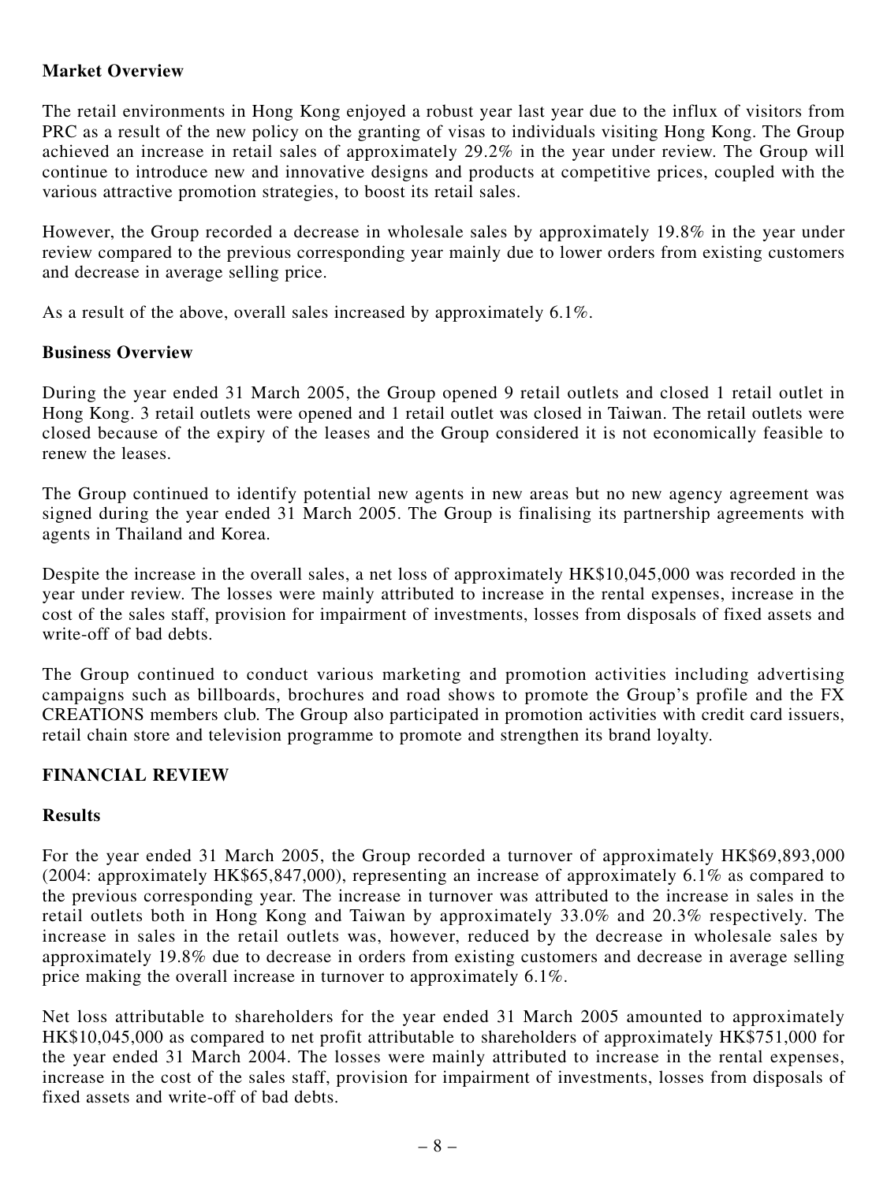**Market Overview**

The retail environments in Hong Kong enjoyed a robust year last year due to the influx of visitors from PRC as a result of the new policy on the granting of visas to individuals visiting Hong Kong. The Group achieved an increase in retail sales of approximately 29.2% in the year under review. The Group will continue to introduce new and innovative designs and products at competitive prices, coupled with the various attractive promotion strategies, to boost its retail sales.

However, the Group recorded a decrease in wholesale sales by approximately 19.8% in the year under review compared to the previous corresponding year mainly due to lower orders from existing customers and decrease in average selling price.

As a result of the above, overall sales increased by approximately 6.1%.

**Business Overview**

During the year ended 31 March 2005, the Group opened 9 retail outlets and closed 1 retail outlet in Hong Kong. 3 retail outlets were opened and 1 retail outlet was closed in Taiwan. The retail outlets were closed because of the expiry of the leases and the Group considered it is not economically feasible to renew the leases.

The Group continued to identify potential new agents in new areas but no new agency agreement was signed during the year ended 31 March 2005. The Group is finalising its partnership agreements with agents in Thailand and Korea.

Despite the increase in the overall sales, a net loss of approximately HK$10,045,000 was recorded in the year under review. The losses were mainly attributed to increase in the rental expenses, increase in the cost of the sales staff, provision for impairment of investments, losses from disposals of fixed assets and write-off of bad debts.

The Group continued to conduct various marketing and promotion activities including advertising campaigns such as billboards, brochures and road shows to promote the Group's profile and the FX CREATIONS members club. The Group also participated in promotion activities with credit card issuers, retail chain store and television programme to promote and strengthen its brand loyalty.

**FINANCIAL REVIEW**

**Results**

For the year ended 31 March 2005, the Group recorded a turnover of approximately HK$69,893,000 (2004: approximately HK$65,847,000), representing an increase of approximately 6.1% as compared to the previous corresponding year. The increase in turnover was attributed to the increase in sales in the retail outlets both in Hong Kong and Taiwan by approximately 33.0% and 20.3% respectively. The increase in sales in the retail outlets was, however, reduced by the decrease in wholesale sales by approximately 19.8% due to decrease in orders from existing customers and decrease in average selling price making the overall increase in turnover to approximately 6.1%.

Net loss attributable to shareholders for the year ended 31 March 2005 amounted to approximately HK$10,045,000 as compared to net profit attributable to shareholders of approximately HK$751,000 for the year ended 31 March 2004. The losses were mainly attributed to increase in the rental expenses, increase in the cost of the sales staff, provision for impairment of investments, losses from disposals of fixed assets and write-off of bad debts.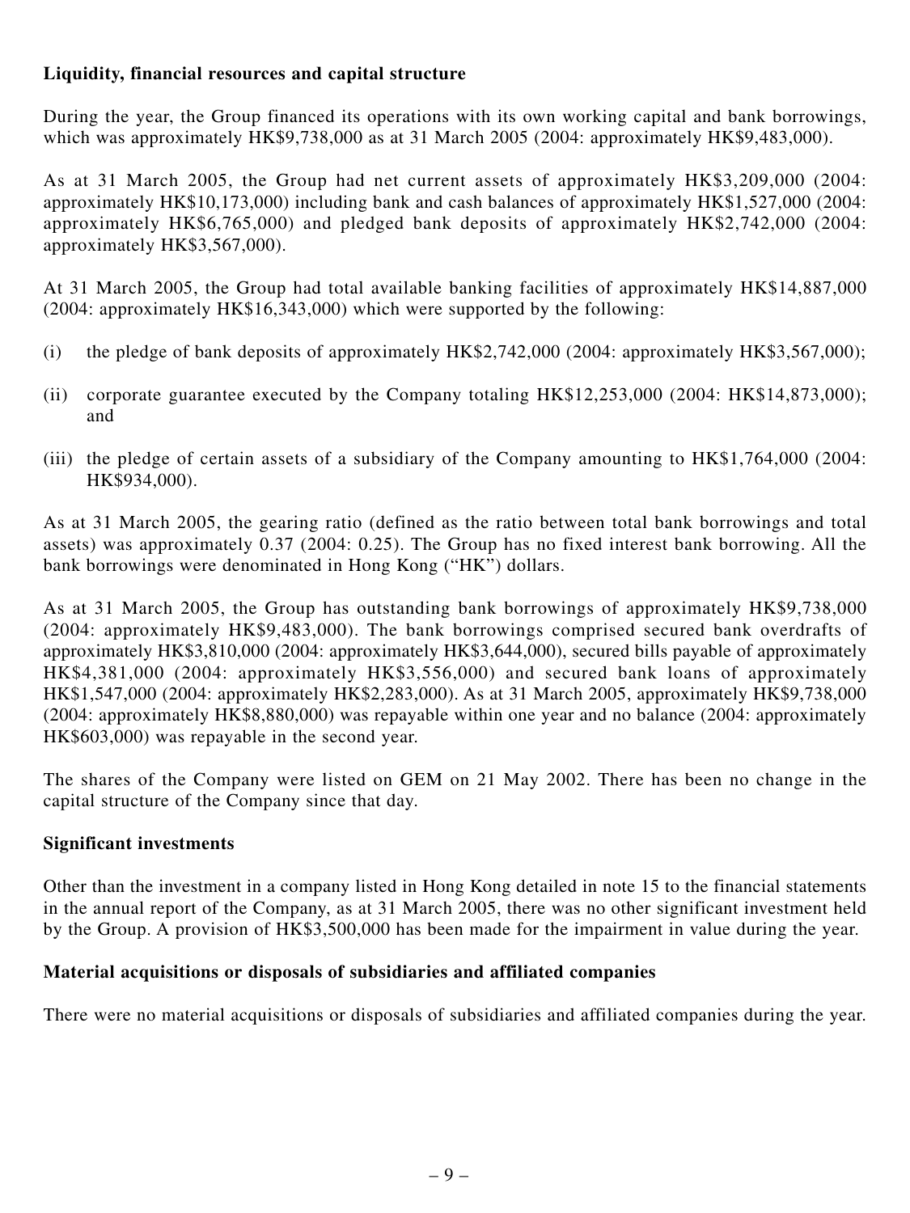**Liquidity, financial resources and capital structure**

During the year, the Group financed its operations with its own working capital and bank borrowings, which was approximately HK$9,738,000 as at 31 March 2005 (2004: approximately HK$9,483,000).

As at 31 March 2005, the Group had net current assets of approximately HK$3,209,000 (2004: approximately HK$10,173,000) including bank and cash balances of approximately HK$1,527,000 (2004: approximately HK$6,765,000) and pledged bank deposits of approximately HK$2,742,000 (2004: approximately HK$3,567,000).

At 31 March 2005, the Group had total available banking facilities of approximately HK$14,887,000 (2004: approximately HK$16,343,000) which were supported by the following:

(i) the pledge of bank deposits of approximately HK$2,742,000 (2004: approximately HK$3,567,000);

(ii) corporate guarantee executed by the Company totaling HK$12,253,000 (2004: HK$14,873,000); and

(iii) the pledge of certain assets of a subsidiary of the Company amounting to HK$1,764,000 (2004: HK$934,000).

As at 31 March 2005, the gearing ratio (defined as the ratio between total bank borrowings and total assets) was approximately 0.37 (2004: 0.25). The Group has no fixed interest bank borrowing. All the bank borrowings were denominated in Hong Kong ("HK") dollars.

As at 31 March 2005, the Group has outstanding bank borrowings of approximately HK$9,738,000 (2004: approximately HK$9,483,000). The bank borrowings comprised secured bank overdrafts of approximately HK$3,810,000 (2004: approximately HK$3,644,000), secured bills payable of approximately HK$4,381,000 (2004: approximately HK$3,556,000) and secured bank loans of approximately HK$1,547,000 (2004: approximately HK$2,283,000). As at 31 March 2005, approximately HK$9,738,000 (2004: approximately HK$8,880,000) was repayable within one year and no balance (2004: approximately HK$603,000) was repayable in the second year.

The shares of the Company were listed on GEM on 21 May 2002. There has been no change in the capital structure of the Company since that day.

**Significant investments**

Other than the investment in a company listed in Hong Kong detailed in note 15 to the financial statements in the annual report of the Company, as at 31 March 2005, there was no other significant investment held by the Group. A provision of HK$3,500,000 has been made for the impairment in value during the year.

**Material acquisitions or disposals of subsidiaries and affiliated companies**

There were no material acquisitions or disposals of subsidiaries and affiliated companies during the year.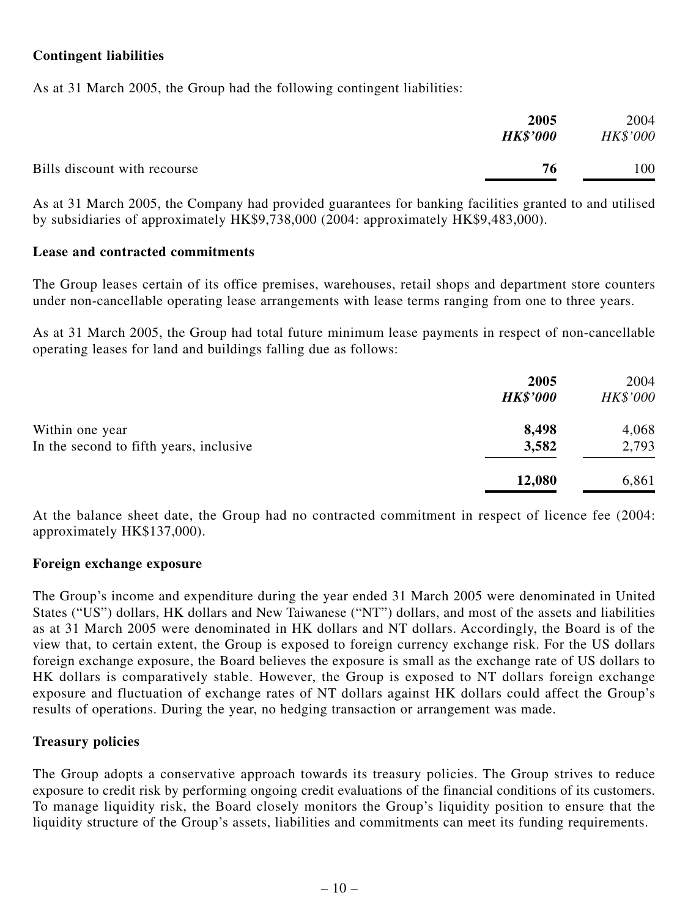### Contingent liabilities

As at 31 March 2005, the Group had the following contingent liabilities:

| | **2005** | 2004 |
|---|---|---|
| | ***HK$'000*** | *HK$'000* |
| Bills discount with recourse | **76** | 100 |

As at 31 March 2005, the Company had provided guarantees for banking facilities granted to and utilised by subsidiaries of approximately HK$9,738,000 (2004: approximately HK$9,483,000).

### Lease and contracted commitments

The Group leases certain of its office premises, warehouses, retail shops and department store counters under non-cancellable operating lease arrangements with lease terms ranging from one to three years.

As at 31 March 2005, the Group had total future minimum lease payments in respect of non-cancellable operating leases for land and buildings falling due as follows:

| | **2005** | 2004 |
|---|---|---|
| | ***HK$'000*** | *HK$'000* |
| Within one year | **8,498** | 4,068 |
| In the second to fifth years, inclusive | **3,582** | 2,793 |
| | **12,080** | 6,861 |

At the balance sheet date, the Group had no contracted commitment in respect of licence fee (2004: approximately HK$137,000).

### Foreign exchange exposure

The Group's income and expenditure during the year ended 31 March 2005 were denominated in United States ("US") dollars, HK dollars and New Taiwanese ("NT") dollars, and most of the assets and liabilities as at 31 March 2005 were denominated in HK dollars and NT dollars. Accordingly, the Board is of the view that, to certain extent, the Group is exposed to foreign currency exchange risk. For the US dollars foreign exchange exposure, the Board believes the exposure is small as the exchange rate of US dollars to HK dollars is comparatively stable. However, the Group is exposed to NT dollars foreign exchange exposure and fluctuation of exchange rates of NT dollars against HK dollars could affect the Group's results of operations. During the year, no hedging transaction or arrangement was made.

### Treasury policies

The Group adopts a conservative approach towards its treasury policies. The Group strives to reduce exposure to credit risk by performing ongoing credit evaluations of the financial conditions of its customers. To manage liquidity risk, the Board closely monitors the Group's liquidity position to ensure that the liquidity structure of the Group's assets, liabilities and commitments can meet its funding requirements.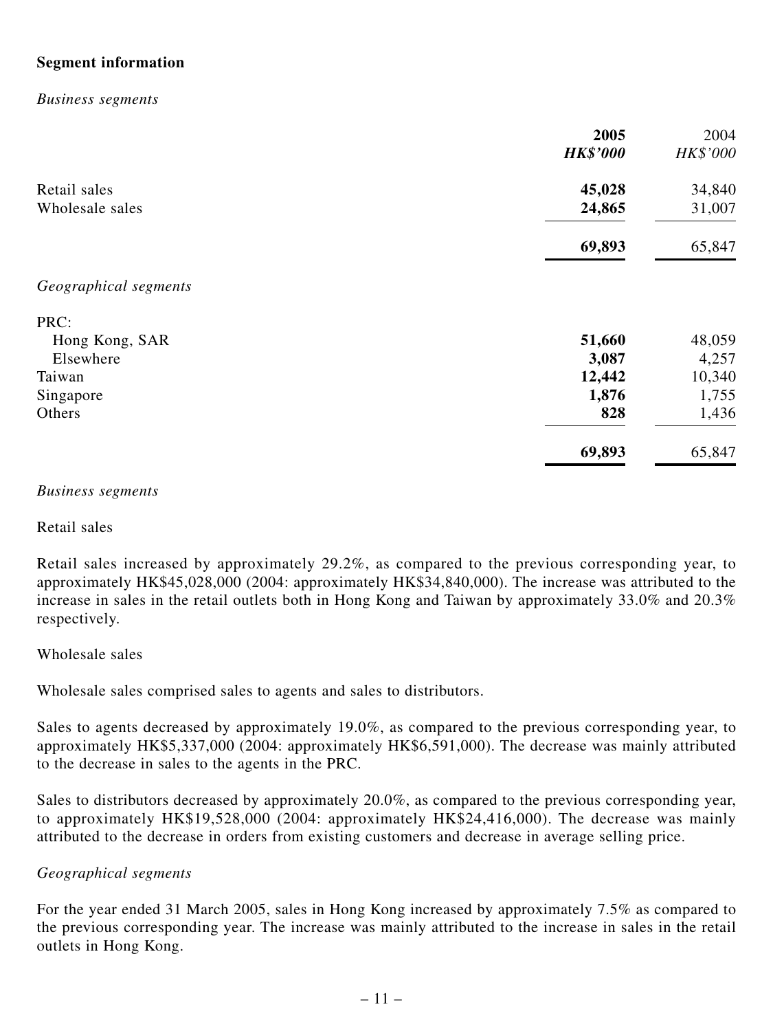**Segment information**

*Business segments*

| | **2005** | 2004 |
|---|---|---|
| | ***HK$'000*** | *HK$'000* |
| Retail sales | **45,028** | 34,840 |
| Wholesale sales | **24,865** | 31,007 |
| | **69,893** | 65,847 |

*Geographical segments*

| | **2005** | 2004 |
|---|---|---|
| PRC: | | |
| Hong Kong, SAR | **51,660** | 48,059 |
| Elsewhere | **3,087** | 4,257 |
| Taiwan | **12,442** | 10,340 |
| Singapore | **1,876** | 1,755 |
| Others | **828** | 1,436 |
| | **69,893** | 65,847 |

*Business segments*

Retail sales

Retail sales increased by approximately 29.2%, as compared to the previous corresponding year, to approximately HK$45,028,000 (2004: approximately HK$34,840,000). The increase was attributed to the increase in sales in the retail outlets both in Hong Kong and Taiwan by approximately 33.0% and 20.3% respectively.

Wholesale sales

Wholesale sales comprised sales to agents and sales to distributors.

Sales to agents decreased by approximately 19.0%, as compared to the previous corresponding year, to approximately HK$5,337,000 (2004: approximately HK$6,591,000). The decrease was mainly attributed to the decrease in sales to the agents in the PRC.

Sales to distributors decreased by approximately 20.0%, as compared to the previous corresponding year, to approximately HK$19,528,000 (2004: approximately HK$24,416,000). The decrease was mainly attributed to the decrease in orders from existing customers and decrease in average selling price.

*Geographical segments*

For the year ended 31 March 2005, sales in Hong Kong increased by approximately 7.5% as compared to the previous corresponding year. The increase was mainly attributed to the increase in sales in the retail outlets in Hong Kong.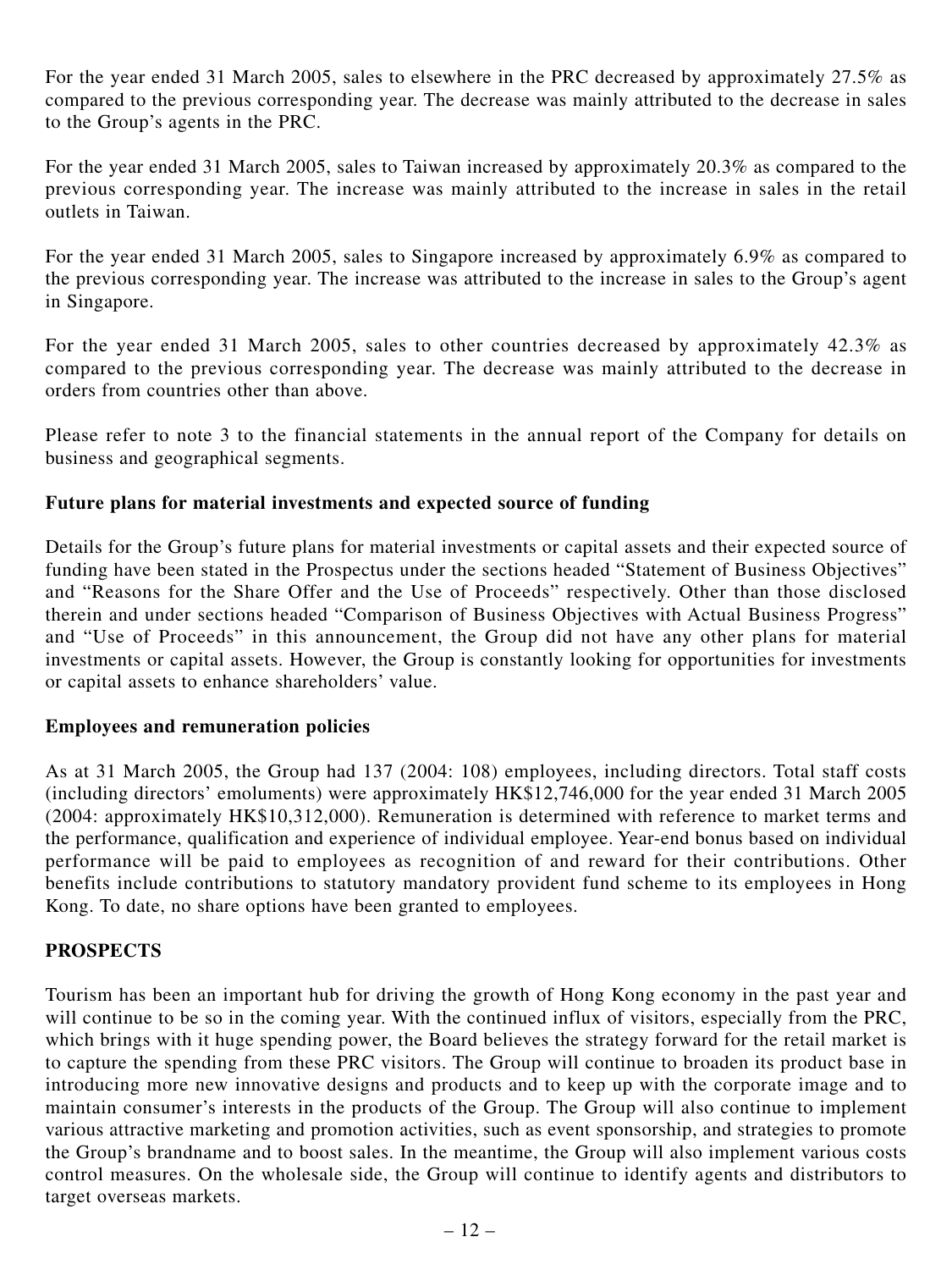For the year ended 31 March 2005, sales to elsewhere in the PRC decreased by approximately 27.5% as compared to the previous corresponding year. The decrease was mainly attributed to the decrease in sales to the Group's agents in the PRC.

For the year ended 31 March 2005, sales to Taiwan increased by approximately 20.3% as compared to the previous corresponding year. The increase was mainly attributed to the increase in sales in the retail outlets in Taiwan.

For the year ended 31 March 2005, sales to Singapore increased by approximately 6.9% as compared to the previous corresponding year. The increase was attributed to the increase in sales to the Group's agent in Singapore.

For the year ended 31 March 2005, sales to other countries decreased by approximately 42.3% as compared to the previous corresponding year. The decrease was mainly attributed to the decrease in orders from countries other than above.

Please refer to note 3 to the financial statements in the annual report of the Company for details on business and geographical segments.

**Future plans for material investments and expected source of funding**

Details for the Group's future plans for material investments or capital assets and their expected source of funding have been stated in the Prospectus under the sections headed "Statement of Business Objectives" and "Reasons for the Share Offer and the Use of Proceeds" respectively. Other than those disclosed therein and under sections headed "Comparison of Business Objectives with Actual Business Progress" and "Use of Proceeds" in this announcement, the Group did not have any other plans for material investments or capital assets. However, the Group is constantly looking for opportunities for investments or capital assets to enhance shareholders' value.

**Employees and remuneration policies**

As at 31 March 2005, the Group had 137 (2004: 108) employees, including directors. Total staff costs (including directors' emoluments) were approximately HK$12,746,000 for the year ended 31 March 2005 (2004: approximately HK$10,312,000). Remuneration is determined with reference to market terms and the performance, qualification and experience of individual employee. Year-end bonus based on individual performance will be paid to employees as recognition of and reward for their contributions. Other benefits include contributions to statutory mandatory provident fund scheme to its employees in Hong Kong. To date, no share options have been granted to employees.

## PROSPECTS

Tourism has been an important hub for driving the growth of Hong Kong economy in the past year and will continue to be so in the coming year. With the continued influx of visitors, especially from the PRC, which brings with it huge spending power, the Board believes the strategy forward for the retail market is to capture the spending from these PRC visitors. The Group will continue to broaden its product base in introducing more new innovative designs and products and to keep up with the corporate image and to maintain consumer's interests in the products of the Group. The Group will also continue to implement various attractive marketing and promotion activities, such as event sponsorship, and strategies to promote the Group's brandname and to boost sales. In the meantime, the Group will also implement various costs control measures. On the wholesale side, the Group will continue to identify agents and distributors to target overseas markets.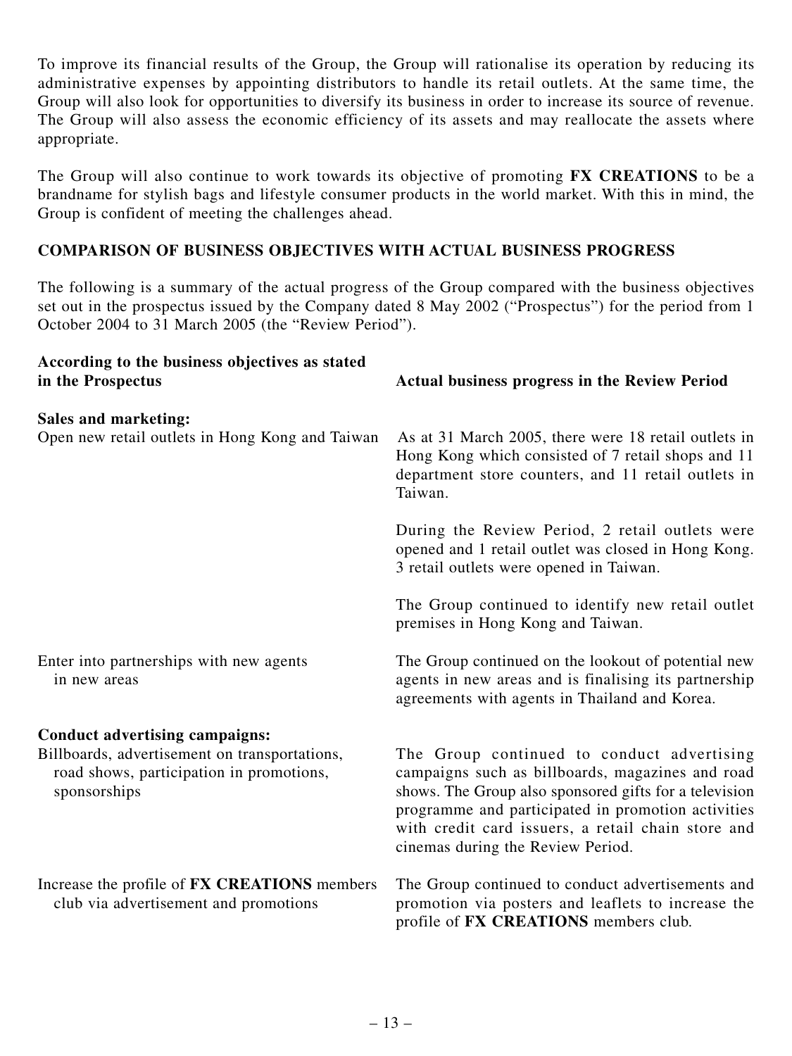To improve its financial results of the Group, the Group will rationalise its operation by reducing its administrative expenses by appointing distributors to handle its retail outlets. At the same time, the Group will also look for opportunities to diversify its business in order to increase its source of revenue. The Group will also assess the economic efficiency of its assets and may reallocate the assets where appropriate.

The Group will also continue to work towards its objective of promoting **FX CREATIONS** to be a brandname for stylish bags and lifestyle consumer products in the world market. With this in mind, the Group is confident of meeting the challenges ahead.

## COMPARISON OF BUSINESS OBJECTIVES WITH ACTUAL BUSINESS PROGRESS

The following is a summary of the actual progress of the Group compared with the business objectives set out in the prospectus issued by the Company dated 8 May 2002 ("Prospectus") for the period from 1 October 2004 to 31 March 2005 (the "Review Period").

| According to the business objectives as stated in the Prospectus | Actual business progress in the Review Period |
|---|---|
| **Sales and marketing:** | |
| Open new retail outlets in Hong Kong and Taiwan | As at 31 March 2005, there were 18 retail outlets in Hong Kong which consisted of 7 retail shops and 11 department store counters, and 11 retail outlets in Taiwan.<br><br>During the Review Period, 2 retail outlets were opened and 1 retail outlet was closed in Hong Kong. 3 retail outlets were opened in Taiwan.<br><br>The Group continued to identify new retail outlet premises in Hong Kong and Taiwan. |
| Enter into partnerships with new agents in new areas | The Group continued on the lookout of potential new agents in new areas and is finalising its partnership agreements with agents in Thailand and Korea. |
| **Conduct advertising campaigns:** | |
| Billboards, advertisement on transportations, road shows, participation in promotions, sponsorships | The Group continued to conduct advertising campaigns such as billboards, magazines and road shows. The Group also sponsored gifts for a television programme and participated in promotion activities with credit card issuers, a retail chain store and cinemas during the Review Period. |
| Increase the profile of **FX CREATIONS** members club via advertisement and promotions | The Group continued to conduct advertisements and promotion via posters and leaflets to increase the profile of **FX CREATIONS** members club. |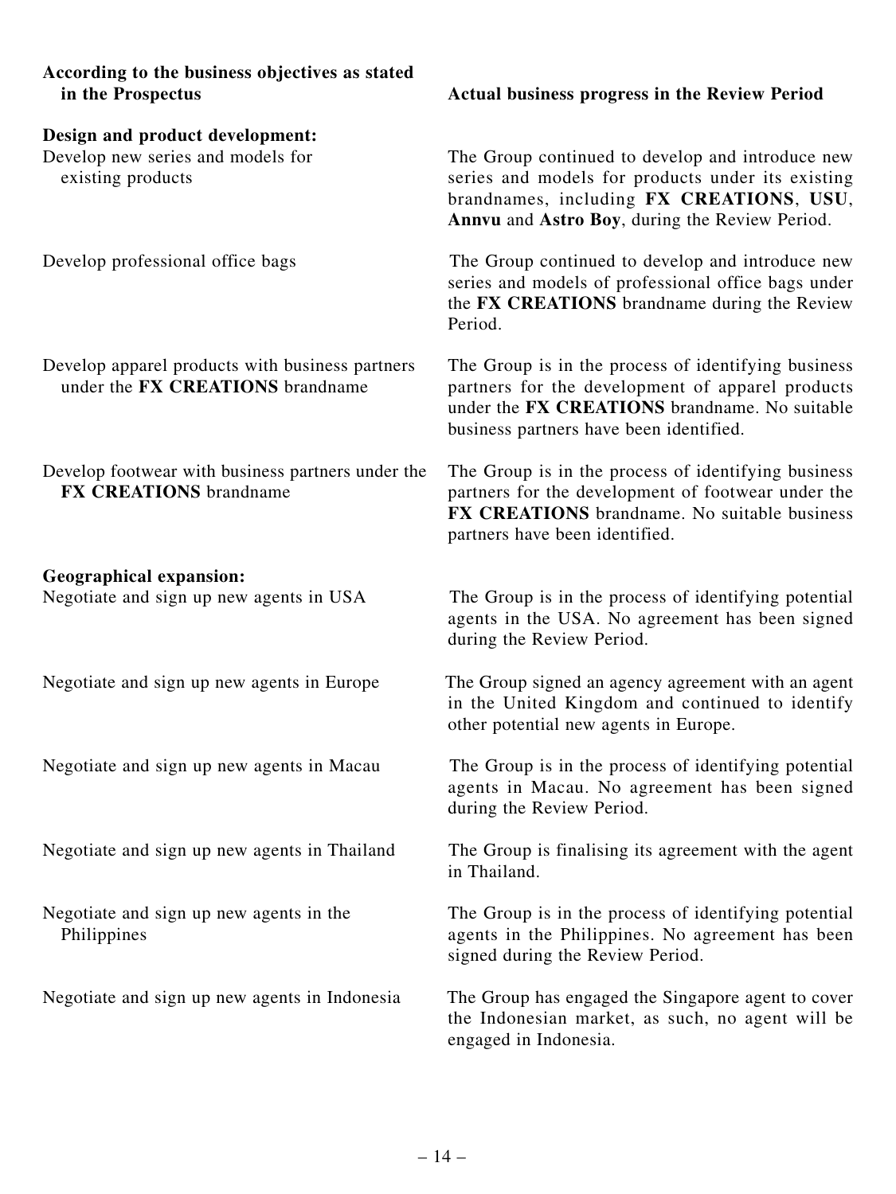| According to the business objectives as stated in the Prospectus | Actual business progress in the Review Period |
|---|---|
| **Design and product development:** | |
| Develop new series and models for existing products | The Group continued to develop and introduce new series and models for products under its existing brandnames, including **FX CREATIONS**, **USU**, **Annvu** and **Astro Boy**, during the Review Period. |
| Develop professional office bags | The Group continued to develop and introduce new series and models of professional office bags under the **FX CREATIONS** brandname during the Review Period. |
| Develop apparel products with business partners under the **FX CREATIONS** brandname | The Group is in the process of identifying business partners for the development of apparel products under the **FX CREATIONS** brandname. No suitable business partners have been identified. |
| Develop footwear with business partners under the **FX CREATIONS** brandname | The Group is in the process of identifying business partners for the development of footwear under the **FX CREATIONS** brandname. No suitable business partners have been identified. |
| **Geographical expansion:** | |
| Negotiate and sign up new agents in USA | The Group is in the process of identifying potential agents in the USA. No agreement has been signed during the Review Period. |
| Negotiate and sign up new agents in Europe | The Group signed an agency agreement with an agent in the United Kingdom and continued to identify other potential new agents in Europe. |
| Negotiate and sign up new agents in Macau | The Group is in the process of identifying potential agents in Macau. No agreement has been signed during the Review Period. |
| Negotiate and sign up new agents in Thailand | The Group is finalising its agreement with the agent in Thailand. |
| Negotiate and sign up new agents in the Philippines | The Group is in the process of identifying potential agents in the Philippines. No agreement has been signed during the Review Period. |
| Negotiate and sign up new agents in Indonesia | The Group has engaged the Singapore agent to cover the Indonesian market, as such, no agent will be engaged in Indonesia. |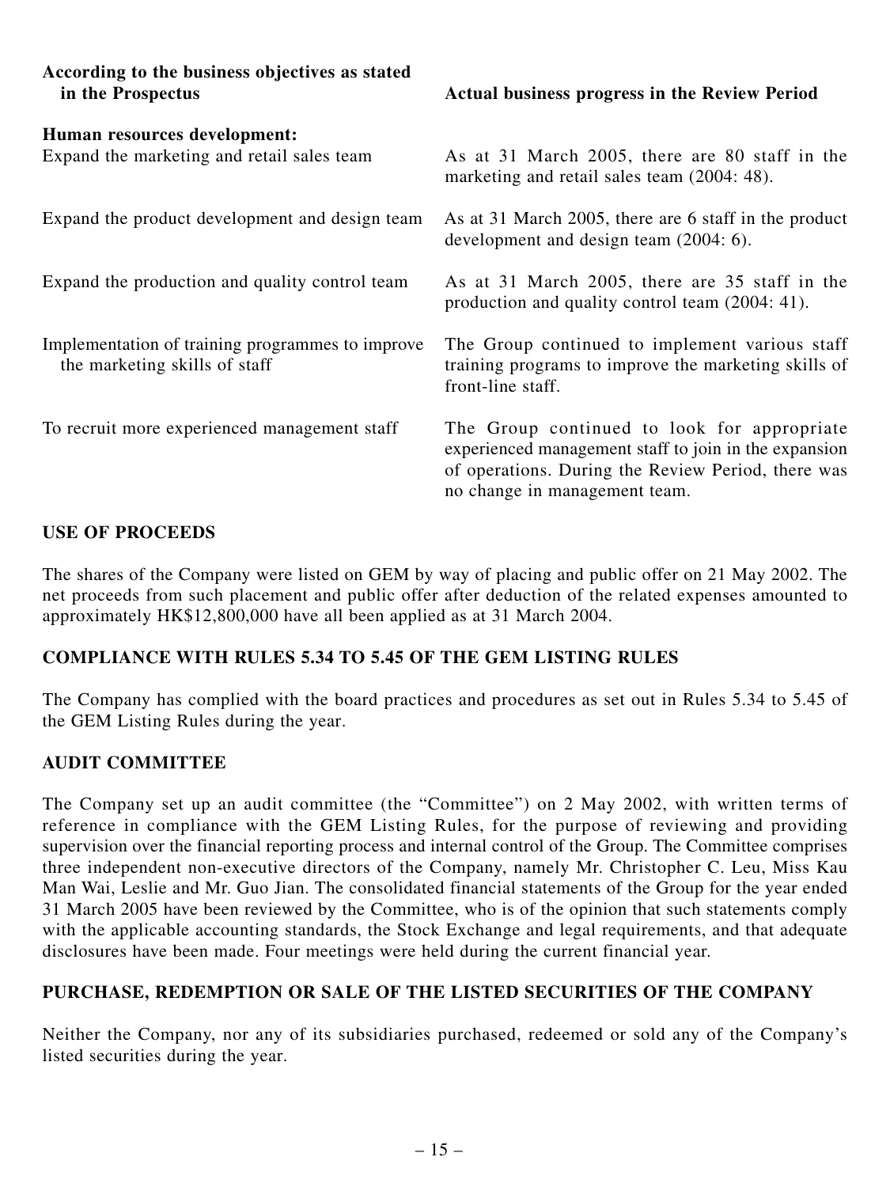| According to the business objectives as stated in the Prospectus | Actual business progress in the Review Period |
|---|---|
| **Human resources development:** | |
| Expand the marketing and retail sales team | As at 31 March 2005, there are 80 staff in the marketing and retail sales team (2004: 48). |
| Expand the product development and design team | As at 31 March 2005, there are 6 staff in the product development and design team (2004: 6). |
| Expand the production and quality control team | As at 31 March 2005, there are 35 staff in the production and quality control team (2004: 41). |
| Implementation of training programmes to improve the marketing skills of staff | The Group continued to implement various staff training programs to improve the marketing skills of front-line staff. |
| To recruit more experienced management staff | The Group continued to look for appropriate experienced management staff to join in the expansion of operations. During the Review Period, there was no change in management team. |

## USE OF PROCEEDS

The shares of the Company were listed on GEM by way of placing and public offer on 21 May 2002. The net proceeds from such placement and public offer after deduction of the related expenses amounted to approximately HK$12,800,000 have all been applied as at 31 March 2004.

## COMPLIANCE WITH RULES 5.34 TO 5.45 OF THE GEM LISTING RULES

The Company has complied with the board practices and procedures as set out in Rules 5.34 to 5.45 of the GEM Listing Rules during the year.

## AUDIT COMMITTEE

The Company set up an audit committee (the "Committee") on 2 May 2002, with written terms of reference in compliance with the GEM Listing Rules, for the purpose of reviewing and providing supervision over the financial reporting process and internal control of the Group. The Committee comprises three independent non-executive directors of the Company, namely Mr. Christopher C. Leu, Miss Kau Man Wai, Leslie and Mr. Guo Jian. The consolidated financial statements of the Group for the year ended 31 March 2005 have been reviewed by the Committee, who is of the opinion that such statements comply with the applicable accounting standards, the Stock Exchange and legal requirements, and that adequate disclosures have been made. Four meetings were held during the current financial year.

## PURCHASE, REDEMPTION OR SALE OF THE LISTED SECURITIES OF THE COMPANY

Neither the Company, nor any of its subsidiaries purchased, redeemed or sold any of the Company's listed securities during the year.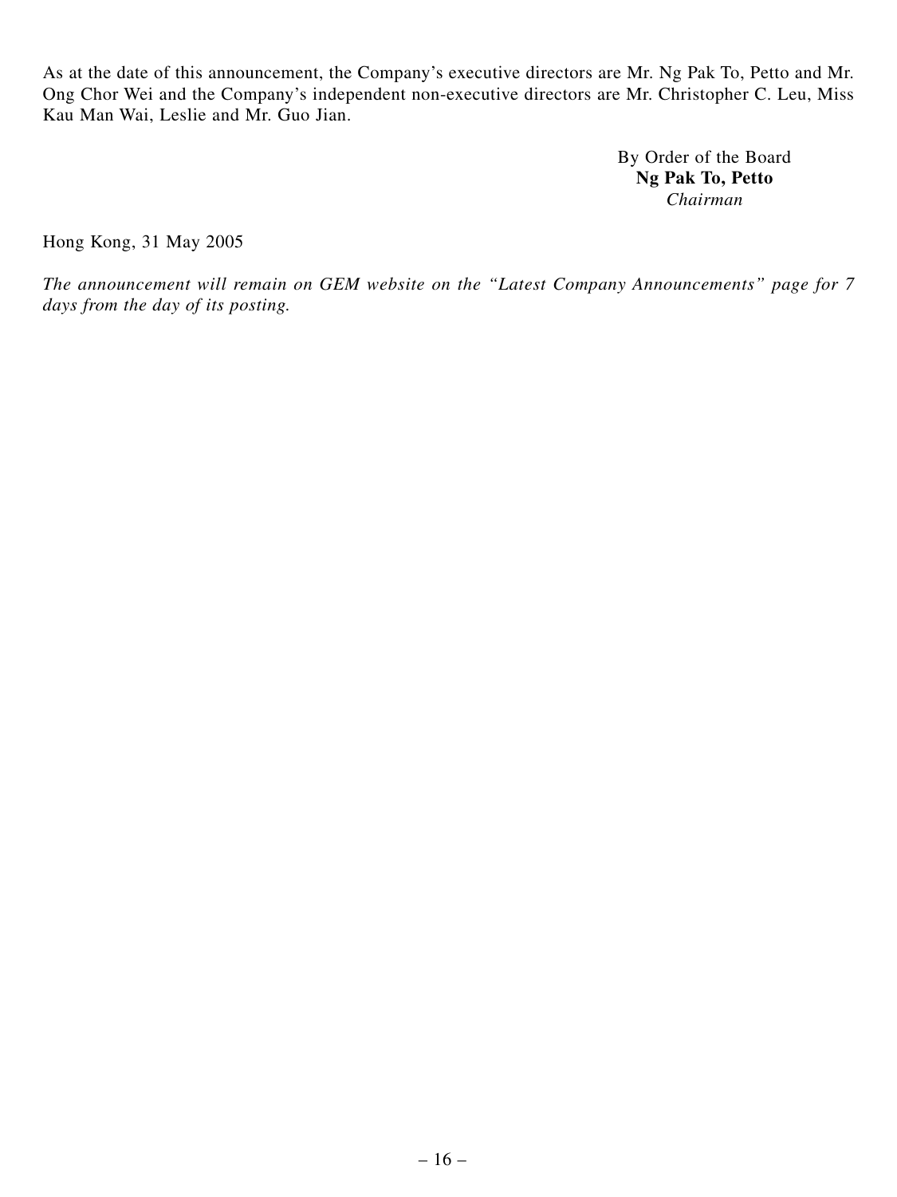As at the date of this announcement, the Company's executive directors are Mr. Ng Pak To, Petto and Mr. Ong Chor Wei and the Company's independent non-executive directors are Mr. Christopher C. Leu, Miss Kau Man Wai, Leslie and Mr. Guo Jian.

By Order of the Board
**Ng Pak To, Petto**
*Chairman*

Hong Kong, 31 May 2005

*The announcement will remain on GEM website on the "Latest Company Announcements" page for 7 days from the day of its posting.*